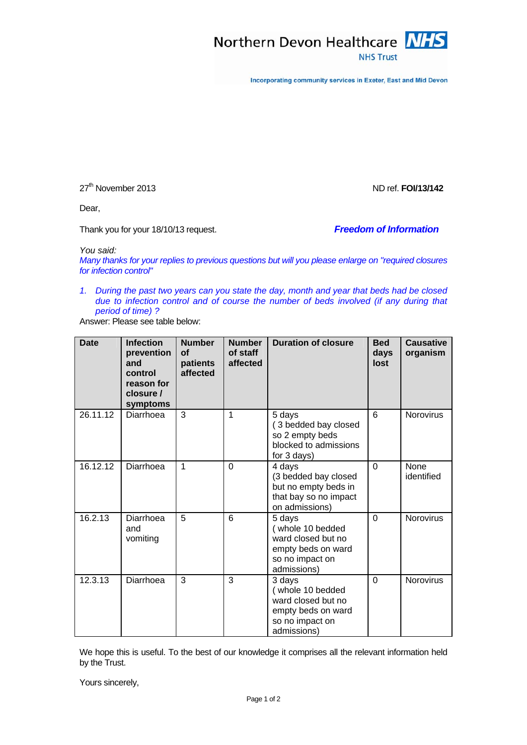Northern Devon Healthcare **NHS**
NHS Trust

Incorporating community services in Exeter, East and Mid Devon

27th November 2013 ND ref. **FOI/13/142**

Dear,

Thank you for your 18/10/13 request. ***Freedom of Information***

*You said:*
*Many thanks for your replies to previous questions but will you please enlarge on "required closures for infection control"*

1. *During the past two years can you state the day, month and year that beds had be closed due to infection control and of course the number of beds involved (if any during that period of time) ?*

Answer: Please see table below:

| Date | Infection prevention and control reason for closure / symptoms | Number of patients affected | Number of staff affected | Duration of closure | Bed days lost | Causative organism |
|---|---|---|---|---|---|---|
| 26.11.12 | Diarrhoea | 3 | 1 | 5 days ( 3 bedded bay closed so 2 empty beds blocked to admissions for 3 days) | 6 | Norovirus |
| 16.12.12 | Diarrhoea | 1 | 0 | 4 days (3 bedded bay closed but no empty beds in that bay so no impact on admissions) | 0 | None identified |
| 16.2.13 | Diarrhoea and vomiting | 5 | 6 | 5 days ( whole 10 bedded ward closed but no empty beds on ward so no impact on admissions) | 0 | Norovirus |
| 12.3.13 | Diarrhoea | 3 | 3 | 3 days ( whole 10 bedded ward closed but no empty beds on ward so no impact on admissions) | 0 | Norovirus |

We hope this is useful. To the best of our knowledge it comprises all the relevant information held by the Trust.

Yours sincerely,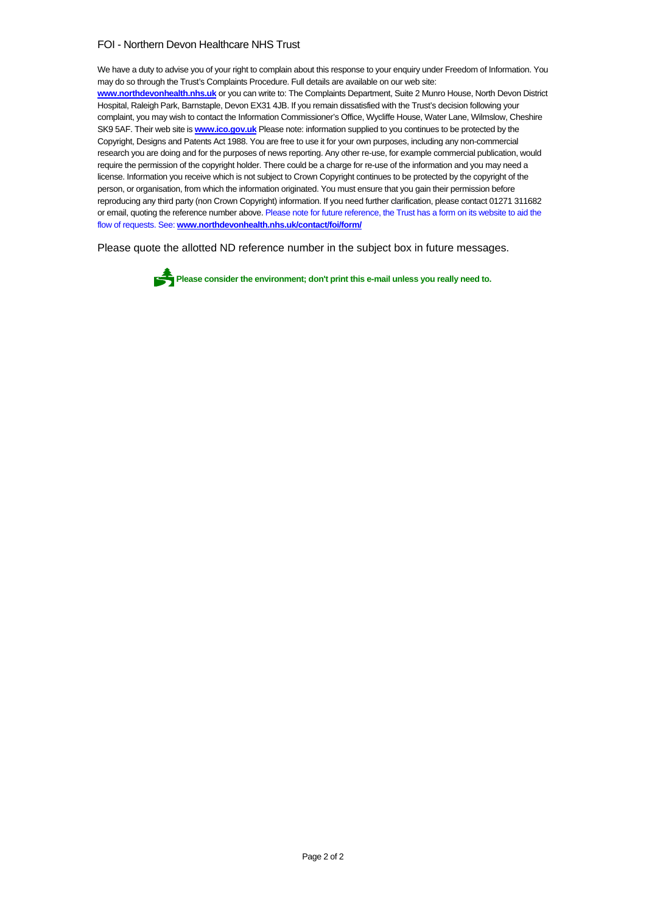FOI - Northern Devon Healthcare NHS Trust

We have a duty to advise you of your right to complain about this response to your enquiry under Freedom of Information. You may do so through the Trust's Complaints Procedure. Full details are available on our web site: **www.northdevonhealth.nhs.uk** or you can write to: The Complaints Department, Suite 2 Munro House, North Devon District Hospital, Raleigh Park, Barnstaple, Devon EX31 4JB. If you remain dissatisfied with the Trust's decision following your complaint, you may wish to contact the Information Commissioner's Office, Wycliffe House, Water Lane, Wilmslow, Cheshire SK9 5AF. Their web site is **www.ico.gov.uk** Please note: information supplied to you continues to be protected by the Copyright, Designs and Patents Act 1988. You are free to use it for your own purposes, including any non-commercial research you are doing and for the purposes of news reporting. Any other re-use, for example commercial publication, would require the permission of the copyright holder. There could be a charge for re-use of the information and you may need a license. Information you receive which is not subject to Crown Copyright continues to be protected by the copyright of the person, or organisation, from which the information originated. You must ensure that you gain their permission before reproducing any third party (non Crown Copyright) information. If you need further clarification, please contact 01271 311682 or email, quoting the reference number above. Please note for future reference, the Trust has a form on its website to aid the flow of requests. See: **www.northdevonhealth.nhs.uk/contact/foi/form/**

Please quote the allotted ND reference number in the subject box in future messages.

**Please consider the environment; don't print this e-mail unless you really need to.**